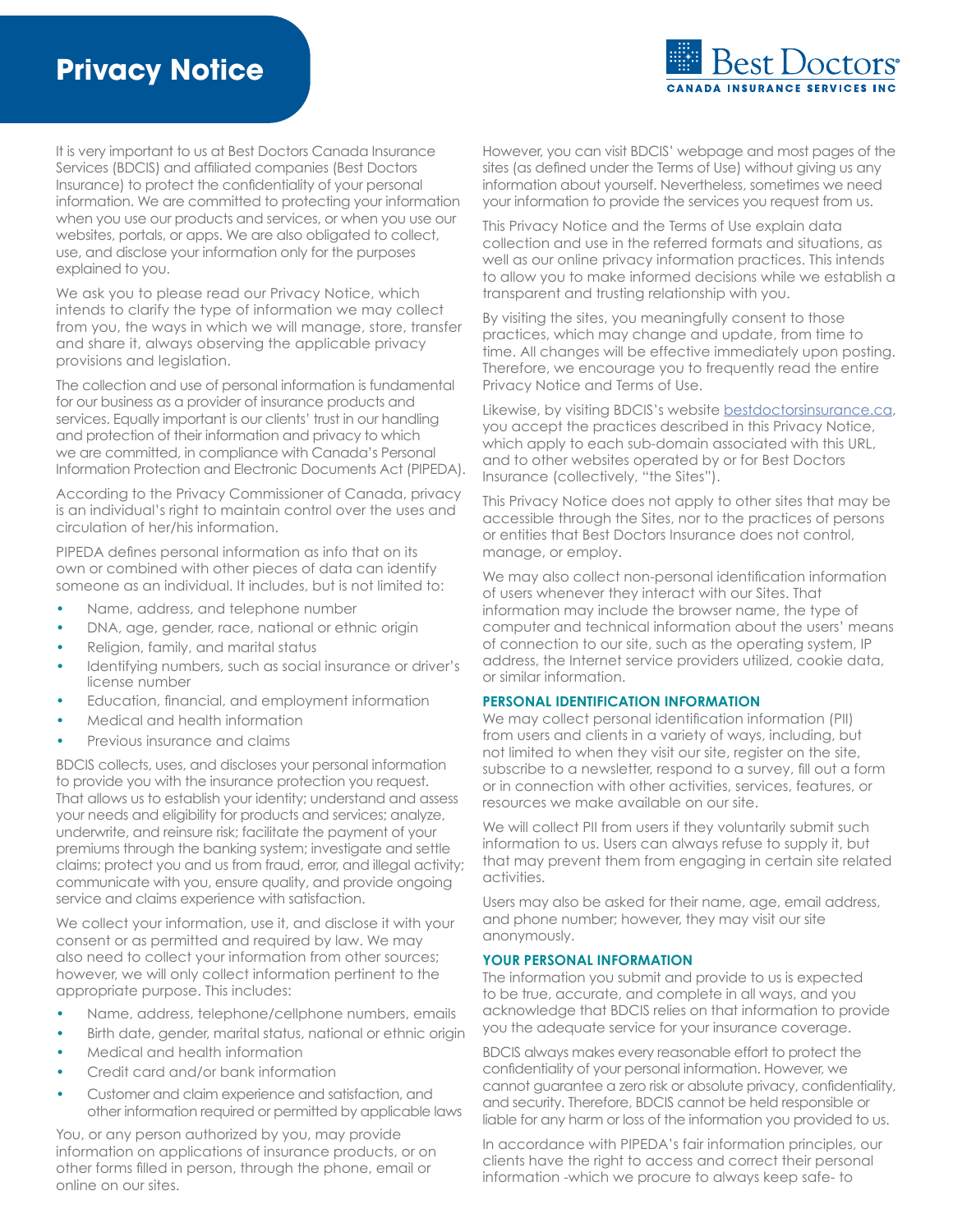# Privacy Notice

Best Doctors® CANADA INSURANCE SERVICES INC

It is very important to us at Best Doctors Canada Insurance Services (BDCIS) and affiliated companies (Best Doctors Insurance) to protect the confidentiality of your personal information. We are committed to protecting your information when you use our products and services, or when you use our websites, portals, or apps. We are also obligated to collect, use, and disclose your information only for the purposes explained to you.

We ask you to please read our Privacy Notice, which intends to clarify the type of information we may collect from you, the ways in which we will manage, store, transfer and share it, always observing the applicable privacy provisions and legislation.

The collection and use of personal information is fundamental for our business as a provider of insurance products and services. Equally important is our clients' trust in our handling and protection of their information and privacy to which we are committed, in compliance with Canada's Personal Information Protection and Electronic Documents Act (PIPEDA).

According to the Privacy Commissioner of Canada, privacy is an individual's right to maintain control over the uses and circulation of her/his information.

PIPEDA defines personal information as info that on its own or combined with other pieces of data can identify someone as an individual. It includes, but is not limited to:

- Name, address, and telephone number
- DNA, age, gender, race, national or ethnic origin
- Religion, family, and marital status
- Identifying numbers, such as social insurance or driver's license number
- Education, financial, and employment information
- Medical and health information
- Previous insurance and claims

BDCIS collects, uses, and discloses your personal information to provide you with the insurance protection you request. That allows us to establish your identity; understand and assess your needs and eligibility for products and services; analyze, underwrite, and reinsure risk; facilitate the payment of your premiums through the banking system; investigate and settle claims; protect you and us from fraud, error, and illegal activity; communicate with you, ensure quality, and provide ongoing service and claims experience with satisfaction.

We collect your information, use it, and disclose it with your consent or as permitted and required by law. We may also need to collect your information from other sources; however, we will only collect information pertinent to the appropriate purpose. This includes:

- Name, address, telephone/cellphone numbers, emails
- Birth date, gender, marital status, national or ethnic origin
- Medical and health information
- Credit card and/or bank information
- Customer and claim experience and satisfaction, and other information required or permitted by applicable laws

You, or any person authorized by you, may provide information on applications of insurance products, or on other forms filled in person, through the phone, email or online on our sites.

However, you can visit BDCIS' webpage and most pages of the sites (as defined under the Terms of Use) without giving us any information about yourself. Nevertheless, sometimes we need your information to provide the services you request from us.

This Privacy Notice and the Terms of Use explain data collection and use in the referred formats and situations, as well as our online privacy information practices. This intends to allow you to make informed decisions while we establish a transparent and trusting relationship with you.

By visiting the sites, you meaningfully consent to those practices, which may change and update, from time to time. All changes will be effective immediately upon posting. Therefore, we encourage you to frequently read the entire Privacy Notice and Terms of Use.

Likewise, by visiting BDCIS's website bestdoctorsinsurance.ca, you accept the practices described in this Privacy Notice, which apply to each sub-domain associated with this URL, and to other websites operated by or for Best Doctors Insurance (collectively, "the Sites").

This Privacy Notice does not apply to other sites that may be accessible through the Sites, nor to the practices of persons or entities that Best Doctors Insurance does not control, manage, or employ.

We may also collect non-personal identification information of users whenever they interact with our Sites. That information may include the browser name, the type of computer and technical information about the users' means of connection to our site, such as the operating system, IP address, the Internet service providers utilized, cookie data, or similar information.

### PERSONAL IDENTIFICATION INFORMATION

We may collect personal identification information (PII) from users and clients in a variety of ways, including, but not limited to when they visit our site, register on the site, subscribe to a newsletter, respond to a survey, fill out a form or in connection with other activities, services, features, or resources we make available on our site.

We will collect PII from users if they voluntarily submit such information to us. Users can always refuse to supply it, but that may prevent them from engaging in certain site related activities.

Users may also be asked for their name, age, email address, and phone number; however, they may visit our site anonymously.

### YOUR PERSONAL INFORMATION

The information you submit and provide to us is expected to be true, accurate, and complete in all ways, and you acknowledge that BDCIS relies on that information to provide you the adequate service for your insurance coverage.

BDCIS always makes every reasonable effort to protect the confidentiality of your personal information. However, we cannot guarantee a zero risk or absolute privacy, confidentiality, and security. Therefore, BDCIS cannot be held responsible or liable for any harm or loss of the information you provided to us.

In accordance with PIPEDA's fair information principles, our clients have the right to access and correct their personal information -which we procure to always keep safe- to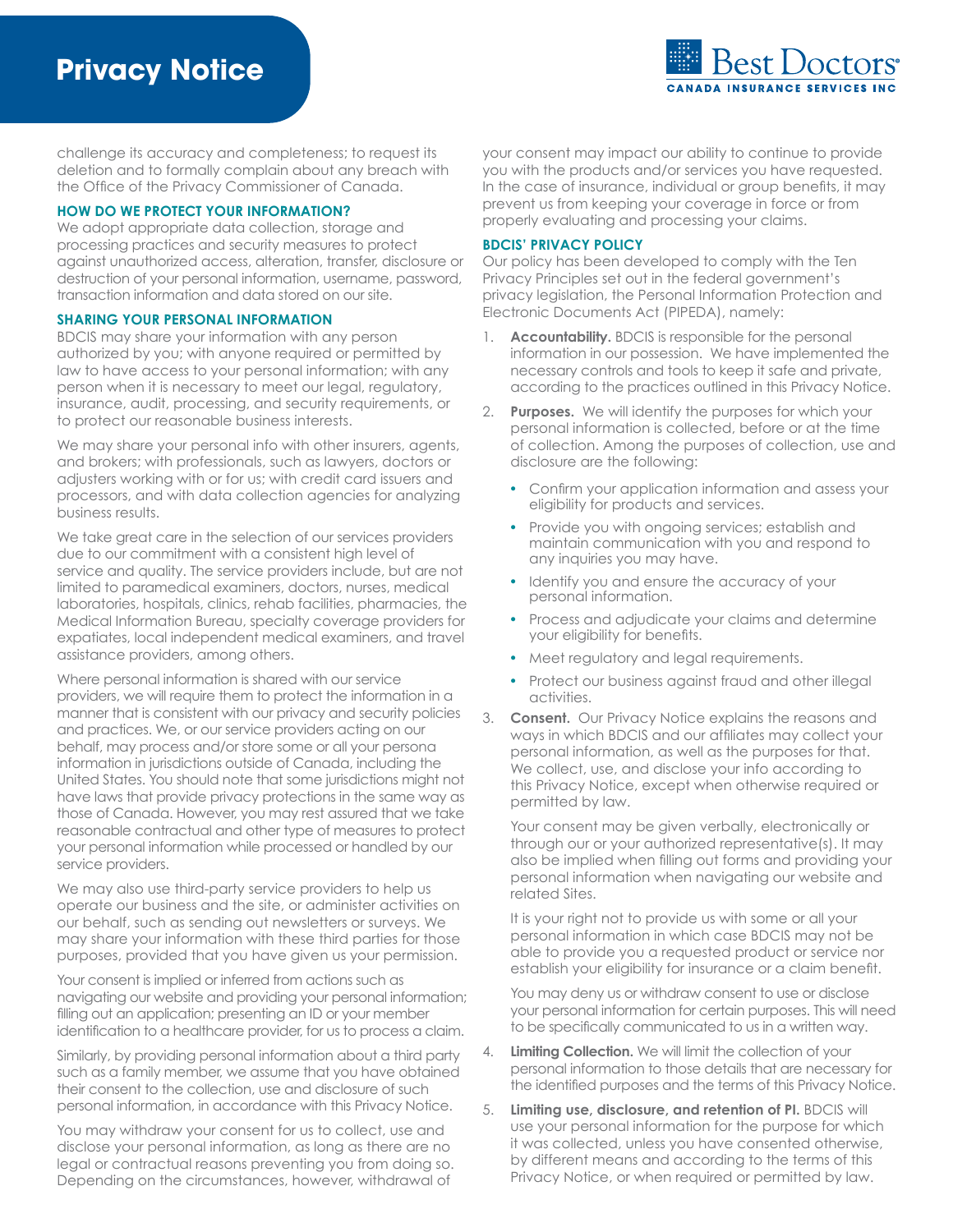challenge its accuracy and completeness; to request its deletion and to formally complain about any breach with the Office of the Privacy Commissioner of Canada.

### HOW DO WE PROTECT YOUR INFORMATION?

We adopt appropriate data collection, storage and processing practices and security measures to protect against unauthorized access, alteration, transfer, disclosure or destruction of your personal information, username, password, transaction information and data stored on our site.

### SHARING YOUR PERSONAL INFORMATION

BDCIS may share your information with any person authorized by you; with anyone required or permitted by law to have access to your personal information; with any person when it is necessary to meet our legal, regulatory, insurance, audit, processing, and security requirements, or to protect our reasonable business interests.

We may share your personal info with other insurers, agents, and brokers; with professionals, such as lawyers, doctors or adjusters working with or for us; with credit card issuers and processors, and with data collection agencies for analyzing business results.

We take great care in the selection of our services providers due to our commitment with a consistent high level of service and quality. The service providers include, but are not limited to paramedical examiners, doctors, nurses, medical laboratories, hospitals, clinics, rehab facilities, pharmacies, the Medical Information Bureau, specialty coverage providers for expatiates, local independent medical examiners, and travel assistance providers, among others.

Where personal information is shared with our service providers, we will require them to protect the information in a manner that is consistent with our privacy and security policies and practices. We, or our service providers acting on our behalf, may process and/or store some or all your persona information in jurisdictions outside of Canada, including the United States. You should note that some jurisdictions might not have laws that provide privacy protections in the same way as those of Canada. However, you may rest assured that we take reasonable contractual and other type of measures to protect your personal information while processed or handled by our service providers.

We may also use third-party service providers to help us operate our business and the site, or administer activities on our behalf, such as sending out newsletters or surveys. We may share your information with these third parties for those purposes, provided that you have given us your permission.

Your consent is implied or inferred from actions such as navigating our website and providing your personal information; filling out an application; presenting an ID or your member identification to a healthcare provider, for us to process a claim.

Similarly, by providing personal information about a third party such as a family member, we assume that you have obtained their consent to the collection, use and disclosure of such personal information, in accordance with this Privacy Notice.

You may withdraw your consent for us to collect, use and disclose your personal information, as long as there are no legal or contractual reasons preventing you from doing so. Depending on the circumstances, however, withdrawal of your consent may impact our ability to continue to provide you with the products and/or services you have requested. In the case of insurance, individual or group benefits, it may prevent us from keeping your coverage in force or from properly evaluating and processing your claims.

### BDCIS' PRIVACY POLICY

Our policy has been developed to comply with the Ten Privacy Principles set out in the federal government's privacy legislation, the Personal Information Protection and Electronic Documents Act (PIPEDA), namely:

1. **Accountability.** BDCIS is responsible for the personal information in our possession. We have implemented the necessary controls and tools to keep it safe and private, according to the practices outlined in this Privacy Notice.
2. **Purposes.** We will identify the purposes for which your personal information is collected, before or at the time of collection. Among the purposes of collection, use and disclosure are the following:
   - Confirm your application information and assess your eligibility for products and services.
   - Provide you with ongoing services; establish and maintain communication with you and respond to any inquiries you may have.
   - Identify you and ensure the accuracy of your personal information.
   - Process and adjudicate your claims and determine your eligibility for benefits.
   - Meet regulatory and legal requirements.
   - Protect our business against fraud and other illegal activities.
3. **Consent.** Our Privacy Notice explains the reasons and ways in which BDCIS and our affiliates may collect your personal information, as well as the purposes for that. We collect, use, and disclose your info according to this Privacy Notice, except when otherwise required or permitted by law.

   Your consent may be given verbally, electronically or through our or your authorized representative(s). It may also be implied when filling out forms and providing your personal information when navigating our website and related Sites.

   It is your right not to provide us with some or all your personal information in which case BDCIS may not be able to provide you a requested product or service nor establish your eligibility for insurance or a claim benefit.

   You may deny us or withdraw consent to use or disclose your personal information for certain purposes. This will need to be specifically communicated to us in a written way.
4. **Limiting Collection.** We will limit the collection of your personal information to those details that are necessary for the identified purposes and the terms of this Privacy Notice.
5. **Limiting use, disclosure, and retention of PI.** BDCIS will use your personal information for the purpose for which it was collected, unless you have consented otherwise, by different means and according to the terms of this Privacy Notice, or when required or permitted by law.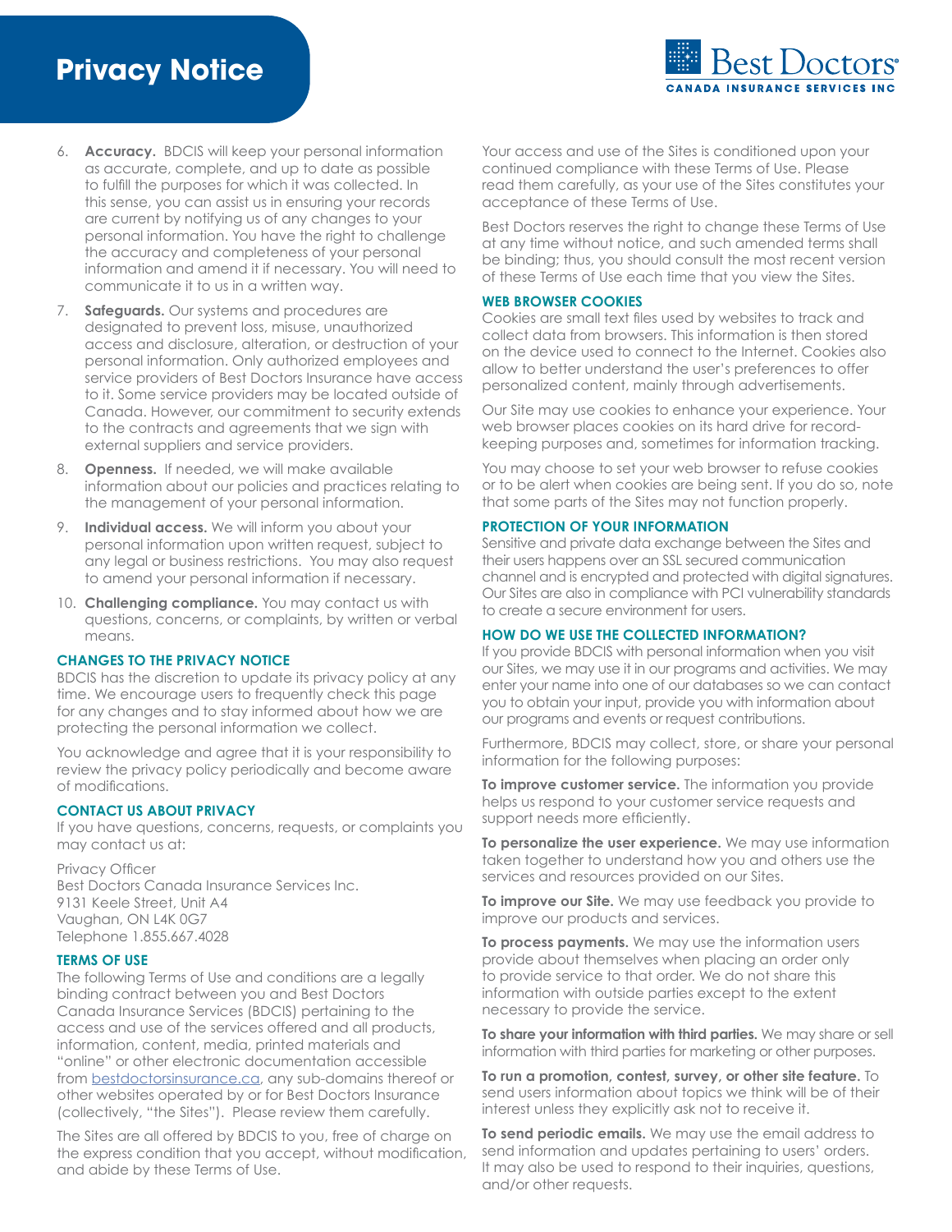6. **Accuracy.** BDCIS will keep your personal information as accurate, complete, and up to date as possible to fulfill the purposes for which it was collected. In this sense, you can assist us in ensuring your records are current by notifying us of any changes to your personal information. You have the right to challenge the accuracy and completeness of your personal information and amend it if necessary. You will need to communicate it to us in a written way.
7. **Safeguards.** Our systems and procedures are designated to prevent loss, misuse, unauthorized access and disclosure, alteration, or destruction of your personal information. Only authorized employees and service providers of Best Doctors Insurance have access to it. Some service providers may be located outside of Canada. However, our commitment to security extends to the contracts and agreements that we sign with external suppliers and service providers.
8. **Openness.** If needed, we will make available information about our policies and practices relating to the management of your personal information.
9. **Individual access.** We will inform you about your personal information upon written request, subject to any legal or business restrictions. You may also request to amend your personal information if necessary.
10. **Challenging compliance.** You may contact us with questions, concerns, or complaints, by written or verbal means.

### CHANGES TO THE PRIVACY NOTICE

BDCIS has the discretion to update its privacy policy at any time. We encourage users to frequently check this page for any changes and to stay informed about how we are protecting the personal information we collect.

You acknowledge and agree that it is your responsibility to review the privacy policy periodically and become aware of modifications.

### CONTACT US ABOUT PRIVACY

If you have questions, concerns, requests, or complaints you may contact us at:

Privacy Officer
Best Doctors Canada Insurance Services Inc.
9131 Keele Street, Unit A4
Vaughan, ON L4K 0G7
Telephone 1.855.667.4028

### TERMS OF USE

The following Terms of Use and conditions are a legally binding contract between you and Best Doctors Canada Insurance Services (BDCIS) pertaining to the access and use of the services offered and all products, information, content, media, printed materials and "online" or other electronic documentation accessible from bestdoctorsinsurance.ca, any sub-domains thereof or other websites operated by or for Best Doctors Insurance (collectively, "the Sites"). Please review them carefully.

The Sites are all offered by BDCIS to you, free of charge on the express condition that you accept, without modification, and abide by these Terms of Use.

Your access and use of the Sites is conditioned upon your continued compliance with these Terms of Use. Please read them carefully, as your use of the Sites constitutes your acceptance of these Terms of Use.

Best Doctors reserves the right to change these Terms of Use at any time without notice, and such amended terms shall be binding; thus, you should consult the most recent version of these Terms of Use each time that you view the Sites.

### WEB BROWSER COOKIES

Cookies are small text files used by websites to track and collect data from browsers. This information is then stored on the device used to connect to the Internet. Cookies also allow to better understand the user's preferences to offer personalized content, mainly through advertisements.

Our Site may use cookies to enhance your experience. Your web browser places cookies on its hard drive for record-keeping purposes and, sometimes for information tracking.

You may choose to set your web browser to refuse cookies or to be alert when cookies are being sent. If you do so, note that some parts of the Sites may not function properly.

### PROTECTION OF YOUR INFORMATION

Sensitive and private data exchange between the Sites and their users happens over an SSL secured communication channel and is encrypted and protected with digital signatures. Our Sites are also in compliance with PCI vulnerability standards to create a secure environment for users.

### HOW DO WE USE THE COLLECTED INFORMATION?

If you provide BDCIS with personal information when you visit our Sites, we may use it in our programs and activities. We may enter your name into one of our databases so we can contact you to obtain your input, provide you with information about our programs and events or request contributions.

Furthermore, BDCIS may collect, store, or share your personal information for the following purposes:

**To improve customer service.** The information you provide helps us respond to your customer service requests and support needs more efficiently.

**To personalize the user experience.** We may use information taken together to understand how you and others use the services and resources provided on our Sites.

**To improve our Site.** We may use feedback you provide to improve our products and services.

**To process payments.** We may use the information users provide about themselves when placing an order only to provide service to that order. We do not share this information with outside parties except to the extent necessary to provide the service.

**To share your information with third parties.** We may share or sell information with third parties for marketing or other purposes.

**To run a promotion, contest, survey, or other site feature.** To send users information about topics we think will be of their interest unless they explicitly ask not to receive it.

**To send periodic emails.** We may use the email address to send information and updates pertaining to users' orders. It may also be used to respond to their inquiries, questions, and/or other requests.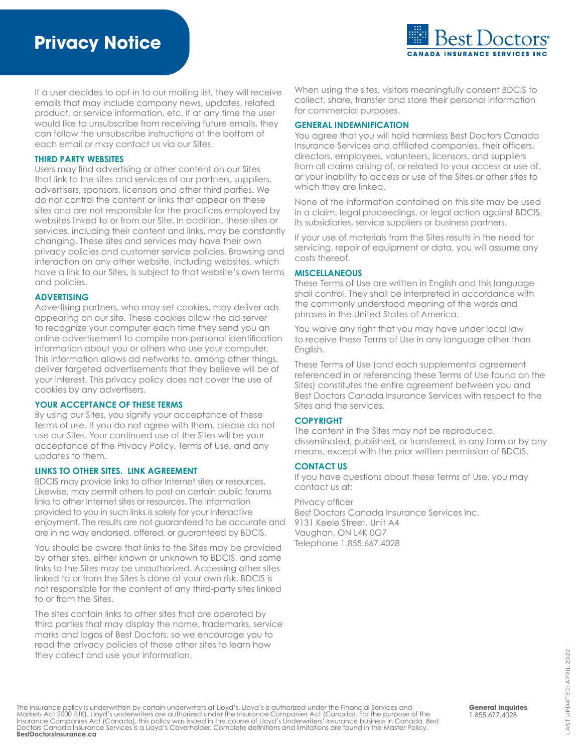# Privacy Notice

If a user decides to opt-in to our mailing list, they will receive emails that may include company news, updates, related product, or service information, etc. If at any time the user would like to unsubscribe from receiving future emails, they can follow the unsubscribe instructions at the bottom of each email or may contact us via our Sites.

**THIRD PARTY WEBSITES**

Users may find advertising or other content on our Sites that link to the sites and services of our partners, suppliers, advertisers, sponsors, licensors and other third parties. We do not control the content or links that appear on these sites and are not responsible for the practices employed by websites linked to or from our Site. In addition, these sites or services, including their content and links, may be constantly changing. These sites and services may have their own privacy policies and customer service policies. Browsing and interaction on any other website, including websites, which have a link to our Sites, is subject to that website's own terms and policies.

**ADVERTISING**

Advertising partners, who may set cookies, may deliver ads appearing on our site. These cookies allow the ad server to recognize your computer each time they send you an online advertisement to compile non-personal identification information about you or others who use your computer. This information allows ad networks to, among other things, deliver targeted advertisements that they believe will be of your interest. This privacy policy does not cover the use of cookies by any advertisers.

**YOUR ACCEPTANCE OF THESE TERMS**

By using our Sites, you signify your acceptance of these terms of use. If you do not agree with them, please do not use our Sites. Your continued use of the Sites will be your acceptance of the Privacy Policy, Terms of Use, and any updates to them.

**LINKS TO OTHER SITES. LINK AGREEMENT**

BDCIS may provide links to other Internet sites or resources. Likewise, may permit others to post on certain public forums links to other Internet sites or resources. The information provided to you in such links is solely for your interactive enjoyment. The results are not guaranteed to be accurate and are in no way endorsed, offered, or guaranteed by BDCIS.

You should be aware that links to the Sites may be provided by other sites, either known or unknown to BDCIS, and some links to the Sites may be unauthorized. Accessing other sites linked to or from the Sites is done at your own risk. BDCIS is not responsible for the content of any third-party sites linked to or from the Sites.

The sites contain links to other sites that are operated by third parties that may display the name, trademarks, service marks and logos of Best Doctors, so we encourage you to read the privacy policies of those other sites to learn how they collect and use your information.

When using the sites, visitors meaningfully consent BDCIS to collect, share, transfer and store their personal information for commercial purposes.

**GENERAL INDEMNIFICATION**

You agree that you will hold harmless Best Doctors Canada Insurance Services and affiliated companies, their officers, directors, employees, volunteers, licensors, and suppliers from all claims arising of, or related to your access or use of, or your inability to access or use of the Sites or other sites to which they are linked.

None of the information contained on this site may be used in a claim, legal proceedings, or legal action against BDCIS, its subsidiaries, service suppliers or business partners.

If your use of materials from the Sites results in the need for servicing, repair of equipment or data, you will assume any costs thereof.

**MISCELLANEOUS**

These Terms of Use are written in English and this language shall control. They shall be interpreted in accordance with the commonly understood meaning of the words and phrases in the United States of America.

You waive any right that you may have under local law to receive these Terms of Use in any language other than English.

These Terms of Use (and each supplemental agreement referenced in or referencing these Terms of Use found on the Sites) constitutes the entire agreement between you and Best Doctors Canada Insurance Services with respect to the Sites and the services.

**COPYRIGHT**

The content in the Sites may not be reproduced, disseminated, published, or transferred, in any form or by any means, except with the prior written permission of BDCIS.

**CONTACT US**

If you have questions about these Terms of Use, you may contact us at:

Privacy officer
Best Doctors Canada Insurance Services Inc.
9131 Keele Street, Unit A4
Vaughan, ON L4K 0G7
Telephone 1.855.667.4028

The insurance policy is underwritten by certain underwriters at Lloyd's. Lloyd's is authorized under the Financial Services and Markets Act 2000 (UK). Lloyd's underwriters are authorized under the Insurance Companies Act (Canada). For the purpose of the Insurance Companies Act (Canada), this policy was issued in the course of Lloyd's Underwriters' Insurance business in Canada. Best Doctors Canada Insurance Services is a Lloyd's Coverholder. Complete definitions and limitations are found in the Master Policy.
**BestDoctorsInsurance.ca**

**General inquiries**
1.855.677.4028

LAST UPDATED: APRIL 2022